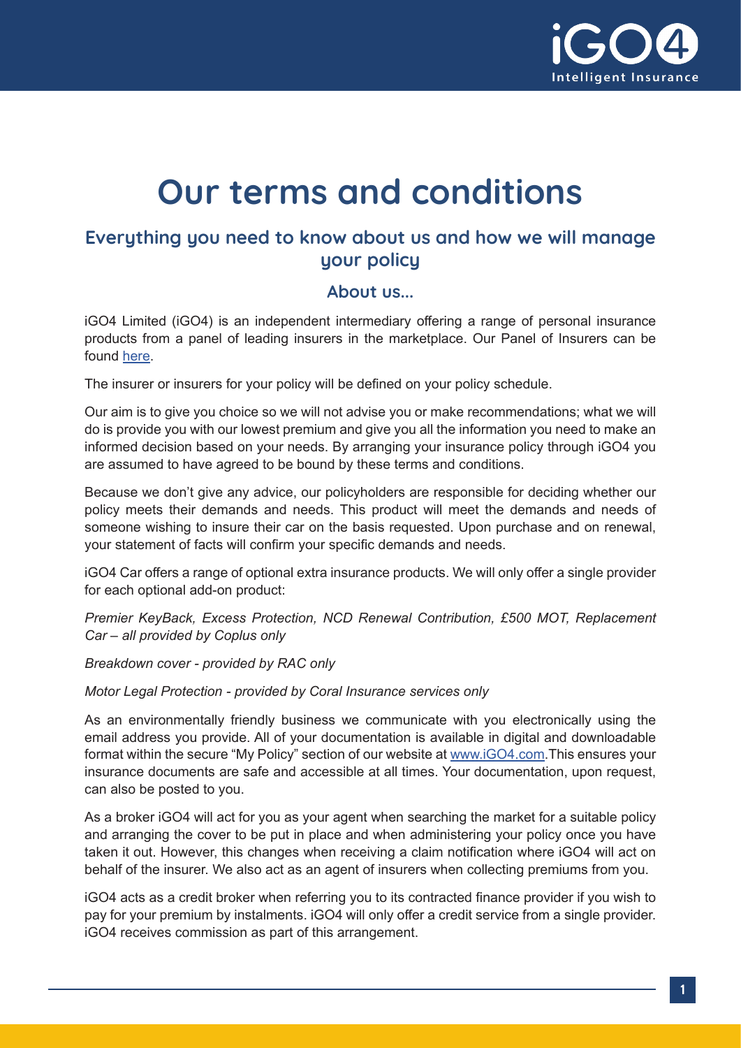# Our terms and conditions

## Everything you need to know about us and how we will manage your policy

### About us...

iGO4 Limited (iGO4) is an independent intermediary offering a range of personal insurance products from a panel of leading insurers in the marketplace. Our Panel of Insurers can be found here.

The insurer or insurers for your policy will be defined on your policy schedule.

Our aim is to give you choice so we will not advise you or make recommendations; what we will do is provide you with our lowest premium and give you all the information you need to make an informed decision based on your needs. By arranging your insurance policy through iGO4 you are assumed to have agreed to be bound by these terms and conditions.

Because we don't give any advice, our policyholders are responsible for deciding whether our policy meets their demands and needs. This product will meet the demands and needs of someone wishing to insure their car on the basis requested. Upon purchase and on renewal, your statement of facts will confirm your specific demands and needs.

iGO4 Car offers a range of optional extra insurance products. We will only offer a single provider for each optional add-on product:

*Premier KeyBack, Excess Protection, NCD Renewal Contribution, £500 MOT, Replacement Car – all provided by Coplus only*

*Breakdown cover - provided by RAC only*

*Motor Legal Protection - provided by Coral Insurance services only*

As an environmentally friendly business we communicate with you electronically using the email address you provide. All of your documentation is available in digital and downloadable format within the secure "My Policy" section of our website at www.iGO4.com.This ensures your insurance documents are safe and accessible at all times. Your documentation, upon request, can also be posted to you.

As a broker iGO4 will act for you as your agent when searching the market for a suitable policy and arranging the cover to be put in place and when administering your policy once you have taken it out. However, this changes when receiving a claim notification where iGO4 will act on behalf of the insurer. We also act as an agent of insurers when collecting premiums from you.

iGO4 acts as a credit broker when referring you to its contracted finance provider if you wish to pay for your premium by instalments. iGO4 will only offer a credit service from a single provider. iGO4 receives commission as part of this arrangement.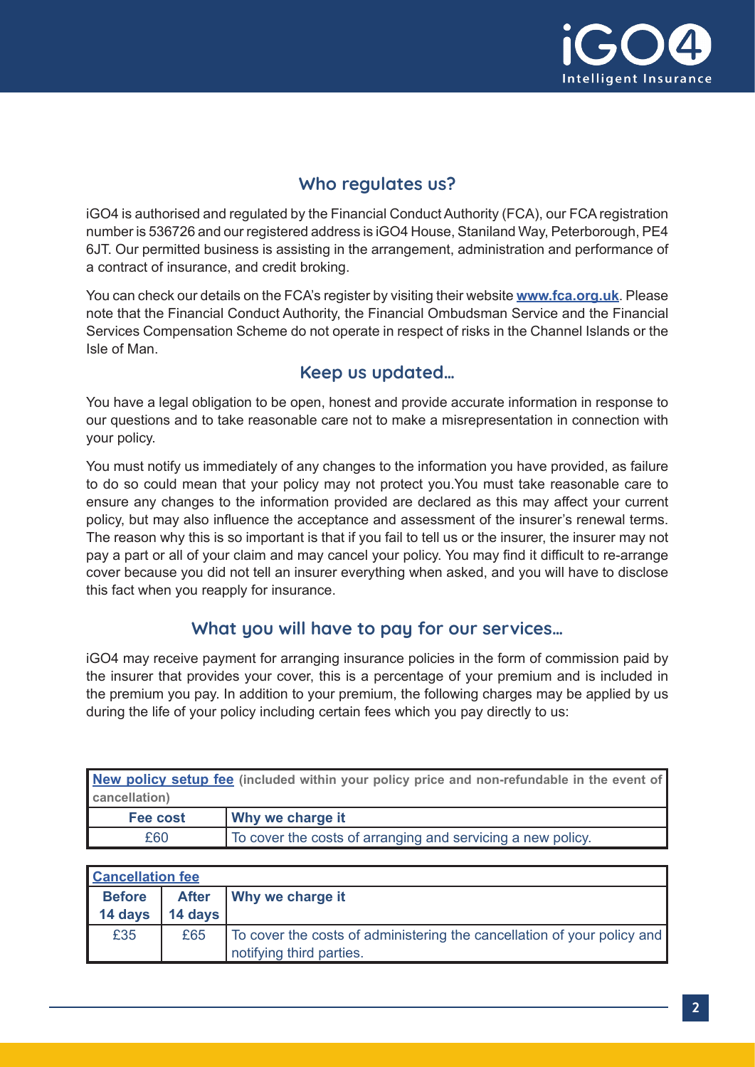## Who regulates us?

iGO4 is authorised and regulated by the Financial Conduct Authority (FCA), our FCA registration number is 536726 and our registered address is iGO4 House, Staniland Way, Peterborough, PE4 6JT. Our permitted business is assisting in the arrangement, administration and performance of a contract of insurance, and credit broking.

You can check our details on the FCA's register by visiting their website **www.fca.org.uk**. Please note that the Financial Conduct Authority, the Financial Ombudsman Service and the Financial Services Compensation Scheme do not operate in respect of risks in the Channel Islands or the Isle of Man.

## Keep us updated...

You have a legal obligation to be open, honest and provide accurate information in response to our questions and to take reasonable care not to make a misrepresentation in connection with your policy.

You must notify us immediately of any changes to the information you have provided, as failure to do so could mean that your policy may not protect you.You must take reasonable care to ensure any changes to the information provided are declared as this may affect your current policy, but may also influence the acceptance and assessment of the insurer's renewal terms. The reason why this is so important is that if you fail to tell us or the insurer, the insurer may not pay a part or all of your claim and may cancel your policy. You may find it difficult to re-arrange cover because you did not tell an insurer everything when asked, and you will have to disclose this fact when you reapply for insurance.

## What you will have to pay for our services...

iGO4 may receive payment for arranging insurance policies in the form of commission paid by the insurer that provides your cover, this is a percentage of your premium and is included in the premium you pay. In addition to your premium, the following charges may be applied by us during the life of your policy including certain fees which you pay directly to us:

| **New policy setup fee** (included within your policy price and non-refundable in the event of cancellation) | |
|---|---|
| **Fee cost** | **Why we charge it** |
| £60 | To cover the costs of arranging and servicing a new policy. |

| **Cancellation fee** | | |
|---|---|---|
| **Before 14 days** | **After 14 days** | **Why we charge it** |
| £35 | £65 | To cover the costs of administering the cancellation of your policy and notifying third parties. |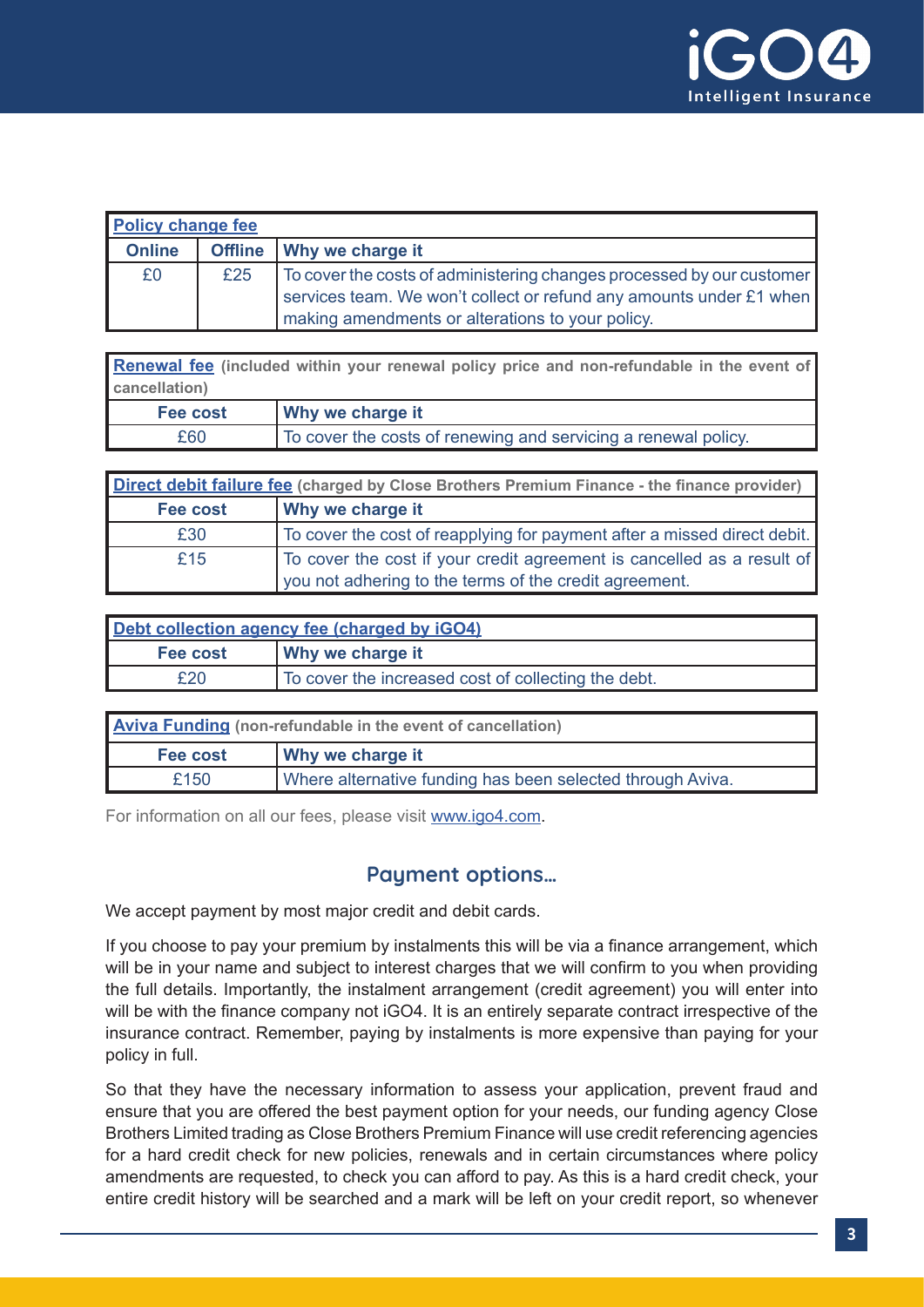| Policy change fee | | |
|---|---|---|
| **Online** | **Offline** | **Why we charge it** |
| £0 | £25 | To cover the costs of administering changes processed by our customer services team. We won't collect or refund any amounts under £1 when making amendments or alterations to your policy. |

| Renewal fee (included within your renewal policy price and non-refundable in the event of cancellation) | |
|---|---|
| **Fee cost** | **Why we charge it** |
| £60 | To cover the costs of renewing and servicing a renewal policy. |

| Direct debit failure fee (charged by Close Brothers Premium Finance - the finance provider) | |
|---|---|
| **Fee cost** | **Why we charge it** |
| £30 | To cover the cost of reapplying for payment after a missed direct debit. |
| £15 | To cover the cost if your credit agreement is cancelled as a result of you not adhering to the terms of the credit agreement. |

| Debt collection agency fee (charged by iGO4) | |
|---|---|
| **Fee cost** | **Why we charge it** |
| £20 | To cover the increased cost of collecting the debt. |

| Aviva Funding (non-refundable in the event of cancellation) | |
|---|---|
| **Fee cost** | **Why we charge it** |
| £150 | Where alternative funding has been selected through Aviva. |

For information on all our fees, please visit www.igo4.com.

## Payment options...

We accept payment by most major credit and debit cards.

If you choose to pay your premium by instalments this will be via a finance arrangement, which will be in your name and subject to interest charges that we will confirm to you when providing the full details. Importantly, the instalment arrangement (credit agreement) you will enter into will be with the finance company not iGO4. It is an entirely separate contract irrespective of the insurance contract. Remember, paying by instalments is more expensive than paying for your policy in full.

So that they have the necessary information to assess your application, prevent fraud and ensure that you are offered the best payment option for your needs, our funding agency Close Brothers Limited trading as Close Brothers Premium Finance will use credit referencing agencies for a hard credit check for new policies, renewals and in certain circumstances where policy amendments are requested, to check you can afford to pay. As this is a hard credit check, your entire credit history will be searched and a mark will be left on your credit report, so whenever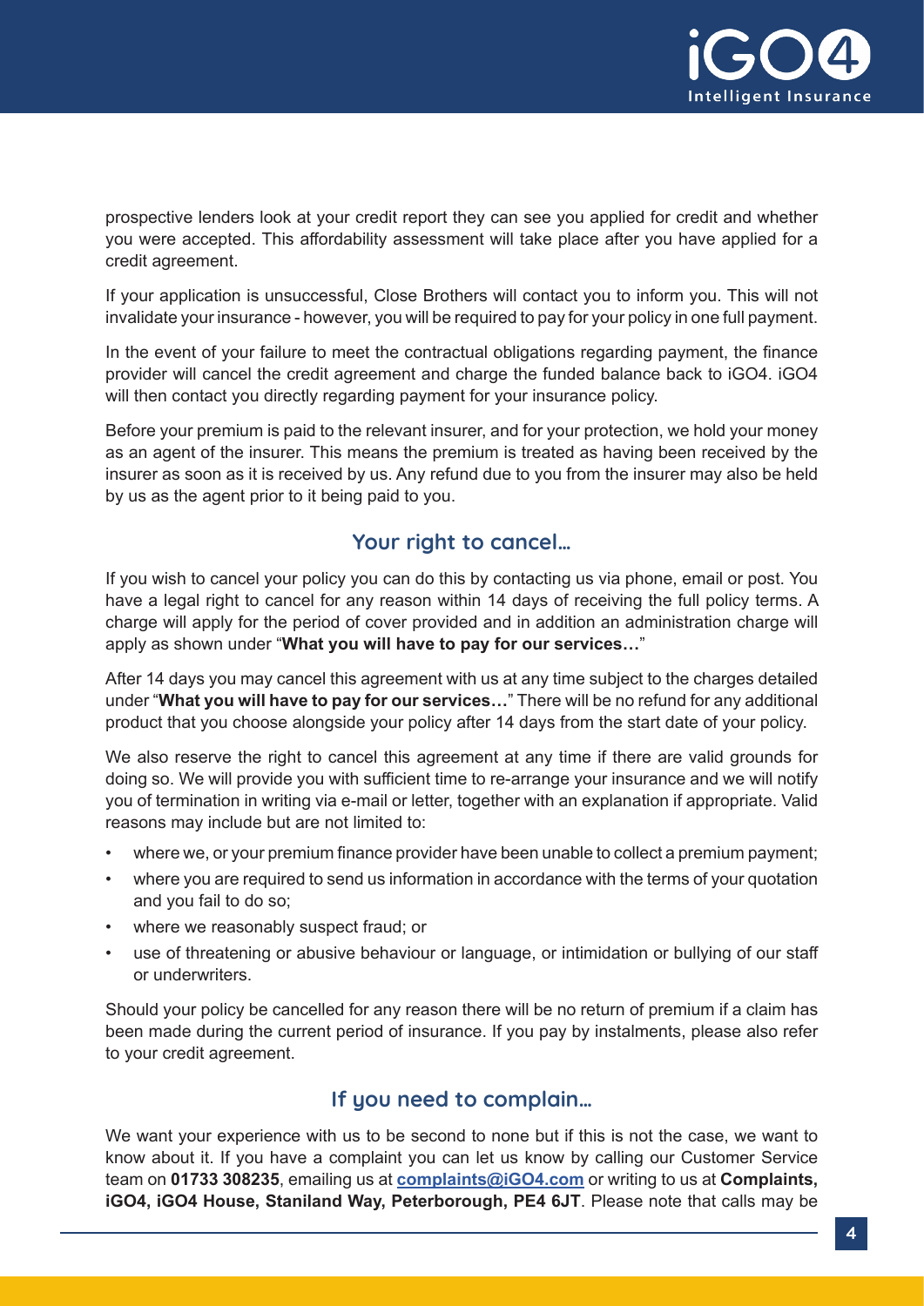prospective lenders look at your credit report they can see you applied for credit and whether you were accepted. This affordability assessment will take place after you have applied for a credit agreement.

If your application is unsuccessful, Close Brothers will contact you to inform you. This will not invalidate your insurance - however, you will be required to pay for your policy in one full payment.

In the event of your failure to meet the contractual obligations regarding payment, the finance provider will cancel the credit agreement and charge the funded balance back to iGO4. iGO4 will then contact you directly regarding payment for your insurance policy.

Before your premium is paid to the relevant insurer, and for your protection, we hold your money as an agent of the insurer. This means the premium is treated as having been received by the insurer as soon as it is received by us. Any refund due to you from the insurer may also be held by us as the agent prior to it being paid to you.

## Your right to cancel…

If you wish to cancel your policy you can do this by contacting us via phone, email or post. You have a legal right to cancel for any reason within 14 days of receiving the full policy terms. A charge will apply for the period of cover provided and in addition an administration charge will apply as shown under "**What you will have to pay for our services…**"

After 14 days you may cancel this agreement with us at any time subject to the charges detailed under "**What you will have to pay for our services…**" There will be no refund for any additional product that you choose alongside your policy after 14 days from the start date of your policy.

We also reserve the right to cancel this agreement at any time if there are valid grounds for doing so. We will provide you with sufficient time to re-arrange your insurance and we will notify you of termination in writing via e-mail or letter, together with an explanation if appropriate. Valid reasons may include but are not limited to:

- where we, or your premium finance provider have been unable to collect a premium payment;
- where you are required to send us information in accordance with the terms of your quotation and you fail to do so;
- where we reasonably suspect fraud; or
- use of threatening or abusive behaviour or language, or intimidation or bullying of our staff or underwriters.

Should your policy be cancelled for any reason there will be no return of premium if a claim has been made during the current period of insurance. If you pay by instalments, please also refer to your credit agreement.

## If you need to complain…

We want your experience with us to be second to none but if this is not the case, we want to know about it. If you have a complaint you can let us know by calling our Customer Service team on **01733 308235**, emailing us at **complaints@iGO4.com** or writing to us at **Complaints, iGO4, iGO4 House, Staniland Way, Peterborough, PE4 6JT**. Please note that calls may be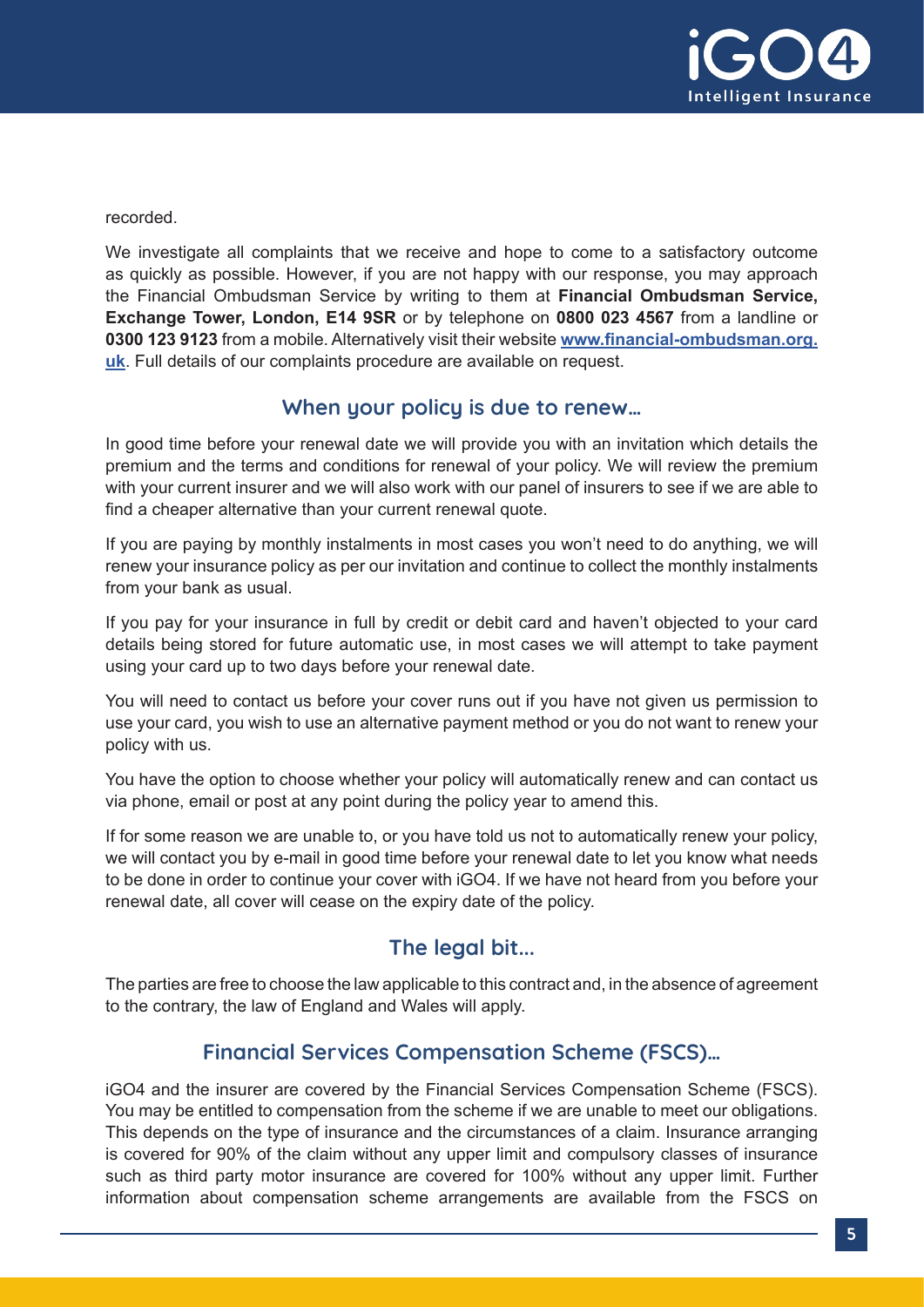recorded.

We investigate all complaints that we receive and hope to come to a satisfactory outcome as quickly as possible. However, if you are not happy with our response, you may approach the Financial Ombudsman Service by writing to them at **Financial Ombudsman Service, Exchange Tower, London, E14 9SR** or by telephone on **0800 023 4567** from a landline or **0300 123 9123** from a mobile. Alternatively visit their website **[www.financial-ombudsman.org.uk](http://www.financial-ombudsman.org.uk)**. Full details of our complaints procedure are available on request.

## When your policy is due to renew…

In good time before your renewal date we will provide you with an invitation which details the premium and the terms and conditions for renewal of your policy. We will review the premium with your current insurer and we will also work with our panel of insurers to see if we are able to find a cheaper alternative than your current renewal quote.

If you are paying by monthly instalments in most cases you won't need to do anything, we will renew your insurance policy as per our invitation and continue to collect the monthly instalments from your bank as usual.

If you pay for your insurance in full by credit or debit card and haven't objected to your card details being stored for future automatic use, in most cases we will attempt to take payment using your card up to two days before your renewal date.

You will need to contact us before your cover runs out if you have not given us permission to use your card, you wish to use an alternative payment method or you do not want to renew your policy with us.

You have the option to choose whether your policy will automatically renew and can contact us via phone, email or post at any point during the policy year to amend this.

If for some reason we are unable to, or you have told us not to automatically renew your policy, we will contact you by e-mail in good time before your renewal date to let you know what needs to be done in order to continue your cover with iGO4. If we have not heard from you before your renewal date, all cover will cease on the expiry date of the policy.

## The legal bit…

The parties are free to choose the law applicable to this contract and, in the absence of agreement to the contrary, the law of England and Wales will apply.

## Financial Services Compensation Scheme (FSCS)…

iGO4 and the insurer are covered by the Financial Services Compensation Scheme (FSCS). You may be entitled to compensation from the scheme if we are unable to meet our obligations. This depends on the type of insurance and the circumstances of a claim. Insurance arranging is covered for 90% of the claim without any upper limit and compulsory classes of insurance such as third party motor insurance are covered for 100% without any upper limit. Further information about compensation scheme arrangements are available from the FSCS on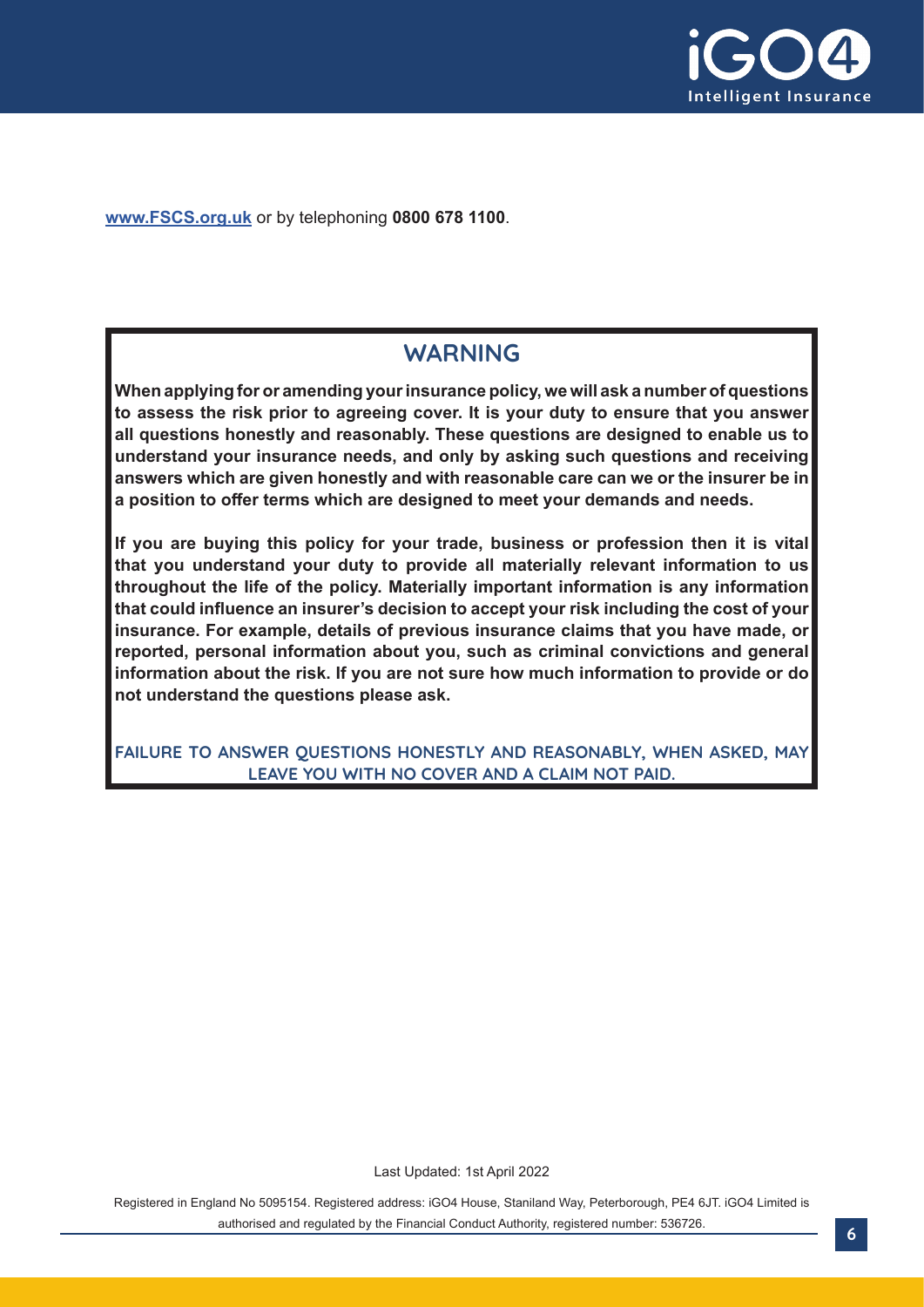**www.FSCS.org.uk** or by telephoning **0800 678 1100**.

## WARNING

**When applying for or amending your insurance policy, we will ask a number of questions to assess the risk prior to agreeing cover. It is your duty to ensure that you answer all questions honestly and reasonably. These questions are designed to enable us to understand your insurance needs, and only by asking such questions and receiving answers which are given honestly and with reasonable care can we or the insurer be in a position to offer terms which are designed to meet your demands and needs.**

**If you are buying this policy for your trade, business or profession then it is vital that you understand your duty to provide all materially relevant information to us throughout the life of the policy. Materially important information is any information that could influence an insurer's decision to accept your risk including the cost of your insurance. For example, details of previous insurance claims that you have made, or reported, personal information about you, such as criminal convictions and general information about the risk. If you are not sure how much information to provide or do not understand the questions please ask.**

**FAILURE TO ANSWER QUESTIONS HONESTLY AND REASONABLY, WHEN ASKED, MAY LEAVE YOU WITH NO COVER AND A CLAIM NOT PAID.**

Last Updated: 1st April 2022

Registered in England No 5095154. Registered address: iGO4 House, Staniland Way, Peterborough, PE4 6JT. iGO4 Limited is authorised and regulated by the Financial Conduct Authority, registered number: 536726.